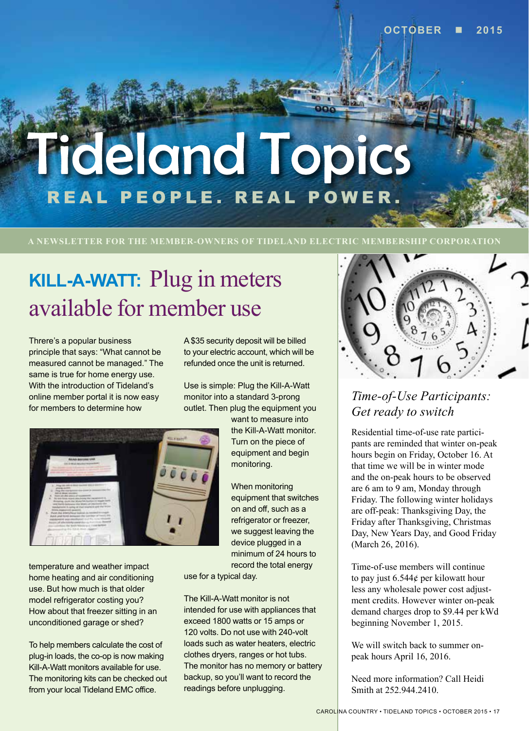OCTOBER ■ 2015

# Tideland Topics

REAL PEOPLE. REAL POWER.

A NEWSLETTER FOR THE MEMBER-OWNERS OF TIDELAND ELECTRIC MEMBERSHIP CORPORATION

## KILL-A-WATT: Plug in meters available for member use

Threre's a popular business principle that says: "What cannot be measured cannot be managed." The same is true for home energy use. With the introduction of Tideland's online member portal it is now easy for members to determine how temperature and weather impact home heating and air conditioning use. But how much is that older model refrigerator costing you? How about that freezer sitting in an unconditioned garage or shed?

To help members calculate the cost of plug-in loads, the co-op is now making Kill-A-Watt monitors available for use. The monitoring kits can be checked out from your local Tideland EMC office.

A $35 security deposit will be billed to your electric account, which will be refunded once the unit is returned.

Use is simple: Plug the Kill-A-Watt monitor into a standard 3-prong outlet. Then plug the equipment you want to measure into the Kill-A-Watt monitor. Turn on the piece of equipment and begin monitoring.

When monitoring equipment that switches on and off, such as a refrigerator or freezer, we suggest leaving the device plugged in a minimum of 24 hours to record the total energy use for a typical day.

The Kill-A-Watt monitor is not intended for use with appliances that exceed 1800 watts or 15 amps or 120 volts. Do not use with 240-volt loads such as water heaters, electric clothes dryers, ranges or hot tubs. The monitor has no memory or battery backup, so you'll want to record the readings before unplugging.

## *Time-of-Use Participants: Get ready to switch*

Residential time-of-use rate participants are reminded that winter on-peak hours begin on Friday, October 16. At that time we will be in winter mode and the on-peak hours to be observed are 6 am to 9 am, Monday through Friday. The following winter holidays are off-peak: Thanksgiving Day, the Friday after Thanksgiving, Christmas Day, New Years Day, and Good Friday (March 26, 2016).

Time-of-use members will continue to pay just 6.544¢ per kilowatt hour less any wholesale power cost adjustment credits. However winter on-peak demand charges drop to $9.44 per kWd beginning November 1, 2015.

We will switch back to summer on-peak hours April 16, 2016.

Need more information? Call Heidi Smith at 252.944.2410.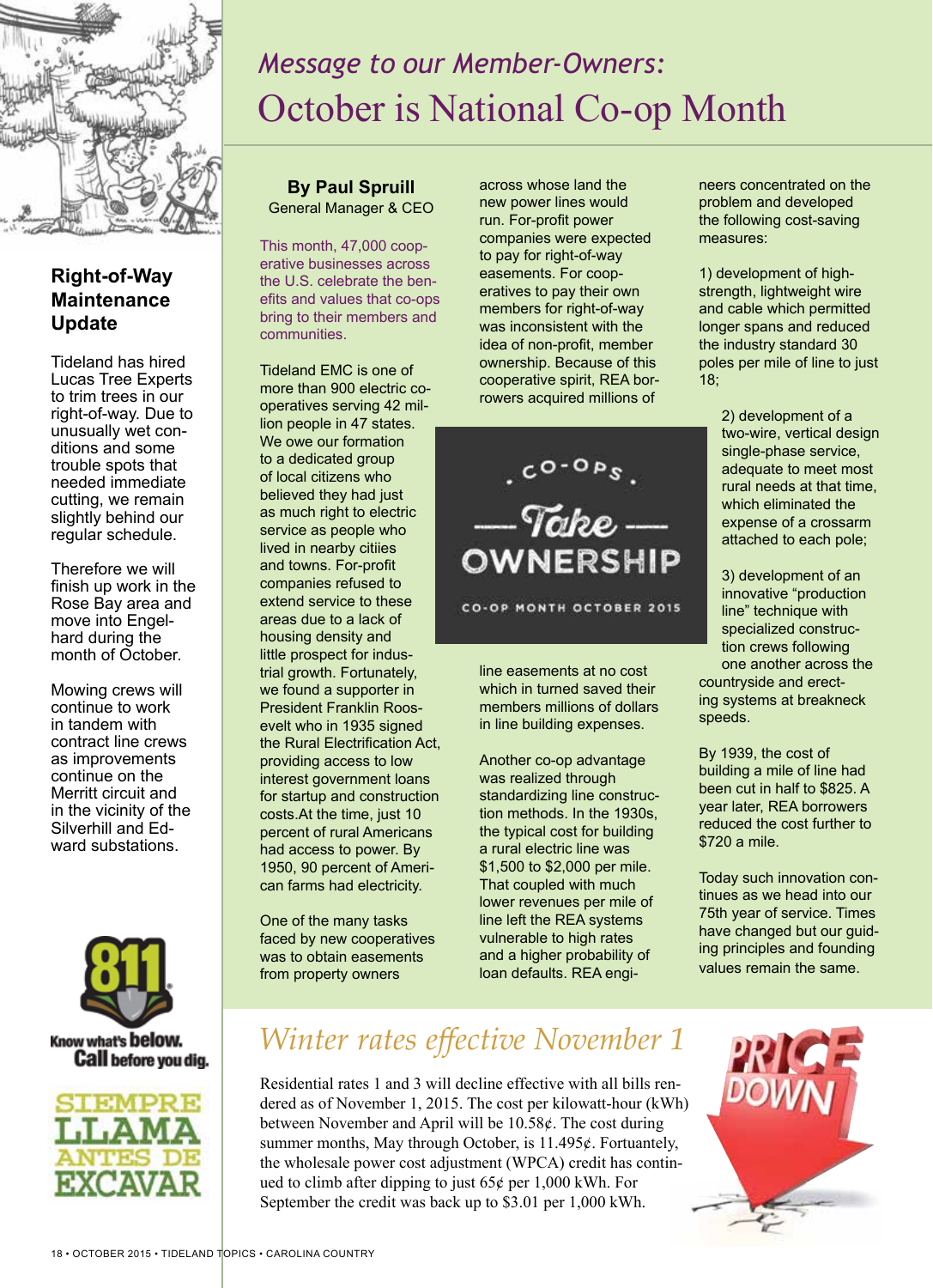## Right-of-Way Maintenance Update

Tideland has hired Lucas Tree Experts to trim trees in our right-of-way. Due to unusually wet conditions and some trouble spots that needed immediate cutting, we remain slightly behind our regular schedule.

Therefore we will finish up work in the Rose Bay area and move into Engelhard during the month of October.

Mowing crews will continue to work in tandem with contract line crews as improvements continue on the Merritt circuit and in the vicinity of the Silverhill and Edward substations.

811 Know what's **below.** **Call** before you dig.

SIEMPRE LLAMA ANTES DE EXCAVAR

*Message to our Member-Owners:*

# October is National Co-op Month

**By Paul Spruill**
General Manager & CEO

This month, 47,000 cooperative businesses across the U.S. celebrate the benefits and values that co-ops bring to their members and communities.

Tideland EMC is one of more than 900 electric cooperatives serving 42 million people in 47 states. We owe our formation to a dedicated group of local citizens who believed they had just as much right to electric service as people who lived in nearby citiies and towns. For-profit companies refused to extend service to these areas due to a lack of housing density and little prospect for industrial growth. Fortunately, we found a supporter in President Franklin Roosevelt who in 1935 signed the Rural Electrification Act, providing access to low interest government loans for startup and construction costs.At the time, just 10 percent of rural Americans had access to power. By 1950, 90 percent of American farms had electricity.

One of the many tasks faced by new cooperatives was to obtain easements from property owners across whose land the new power lines would run. For-profit power companies were expected to pay for right-of-way easements. For cooperatives to pay their own members for right-of-way was inconsistent with the idea of non-profit, member ownership. Because of this cooperative spirit, REA borrowers acquired millions of line easements at no cost which in turned saved their members millions of dollars in line building expenses.

CO-OPS Take OWNERSHIP
CO-OP MONTH OCTOBER 2015

Another co-op advantage was realized through standardizing line construction methods. In the 1930s, the typical cost for building a rural electric line was $1,500 to $2,000 per mile. That coupled with much lower revenues per mile of line left the REA systems vulnerable to high rates and a higher probability of loan defaults. REA engineers concentrated on the problem and developed the following cost-saving measures:

1) development of high-strength, lightweight wire and cable which permitted longer spans and reduced the industry standard 30 poles per mile of line to just 18;

2) development of a two-wire, vertical design single-phase service, adequate to meet most rural needs at that time, which eliminated the expense of a crossarm attached to each pole;

3) development of an innovative "production line" technique with specialized construction crews following one another across the countryside and erecting systems at breakneck speeds.

By 1939, the cost of building a mile of line had been cut in half to $825. A year later, REA borrowers reduced the cost further to $720 a mile.

Today such innovation continues as we head into our 75th year of service. Times have changed but our guiding principles and founding values remain the same.

## *Winter rates effective November 1*

Residential rates 1 and 3 will decline effective with all bills rendered as of November 1, 2015. The cost per kilowatt-hour (kWh) between November and April will be 10.58¢. The cost during summer months, May through October, is 11.495¢. Fortuantely, the wholesale power cost adjustment (WPCA) credit has continued to climb after dipping to just 65¢ per 1,000 kWh. For September the credit was back up to $3.01 per 1,000 kWh.

PRICE DOWN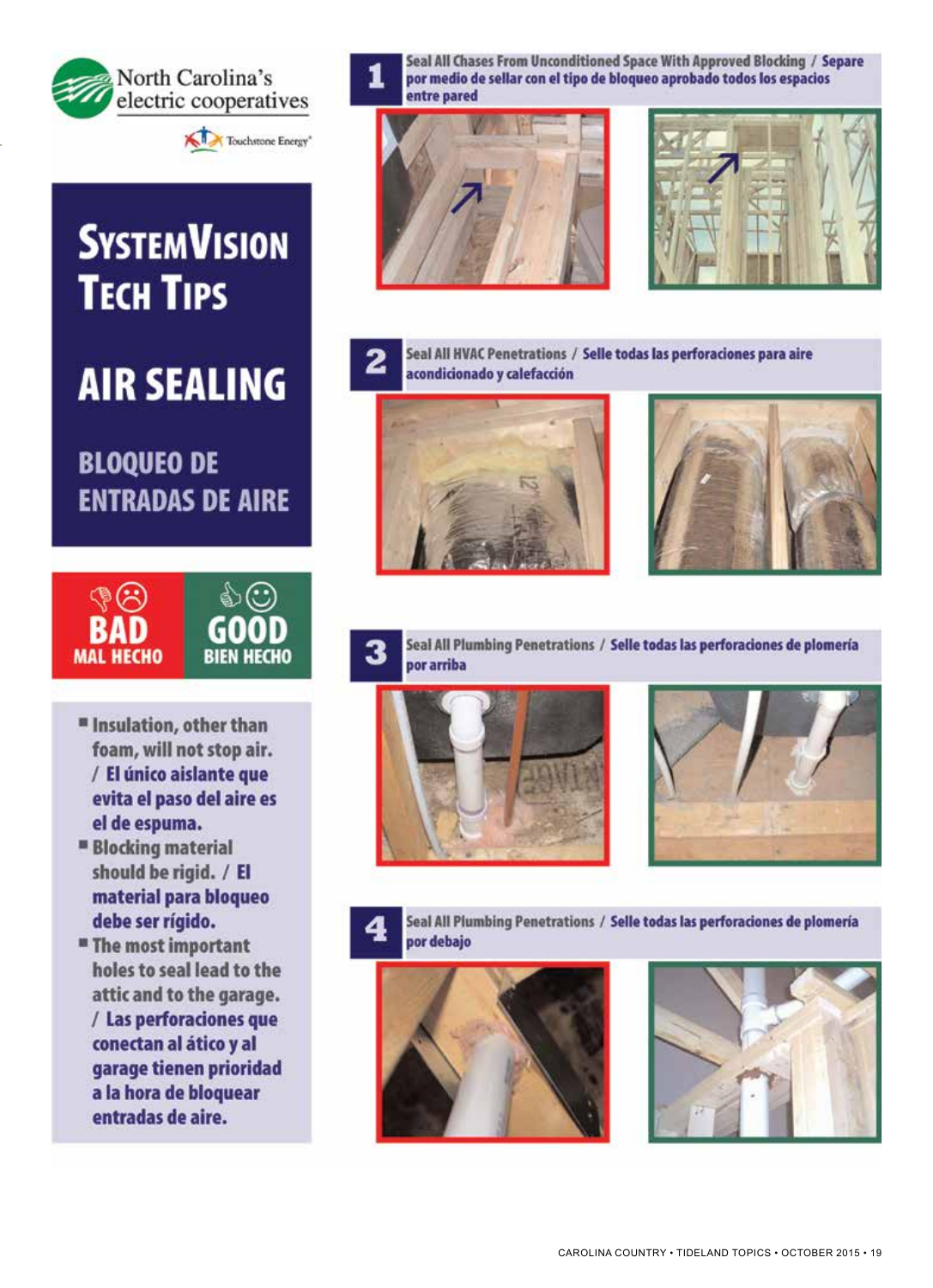North Carolina's electric cooperatives

Touchstone Energy

# SystemVision Tech Tips

# AIR SEALING

## BLOQUEO DE ENTRADAS DE AIRE

**BAD** MAL HECHO | **GOOD** BIEN HECHO

- Insulation, other than foam, will not stop air. / El único aislante que evita el paso del aire es el de espuma.
- Blocking material should be rigid. / El material para bloqueo debe ser rígido.
- The most important holes to seal lead to the attic and to the garage. / Las perforaciones que conectan al ático y al garage tienen prioridad a la hora de bloquear entradas de aire.

**1** Seal All Chases From Unconditioned Space With Approved Blocking / Separe por medio de sellar con el tipo de bloqueo aprobado todos los espacios entre pared

**2** Seal All HVAC Penetrations / Selle todas las perforaciones para aire acondicionado y calefacción

**3** Seal All Plumbing Penetrations / Selle todas las perforaciones de plomería por arriba

**4** Seal All Plumbing Penetrations / Selle todas las perforaciones de plomería por debajo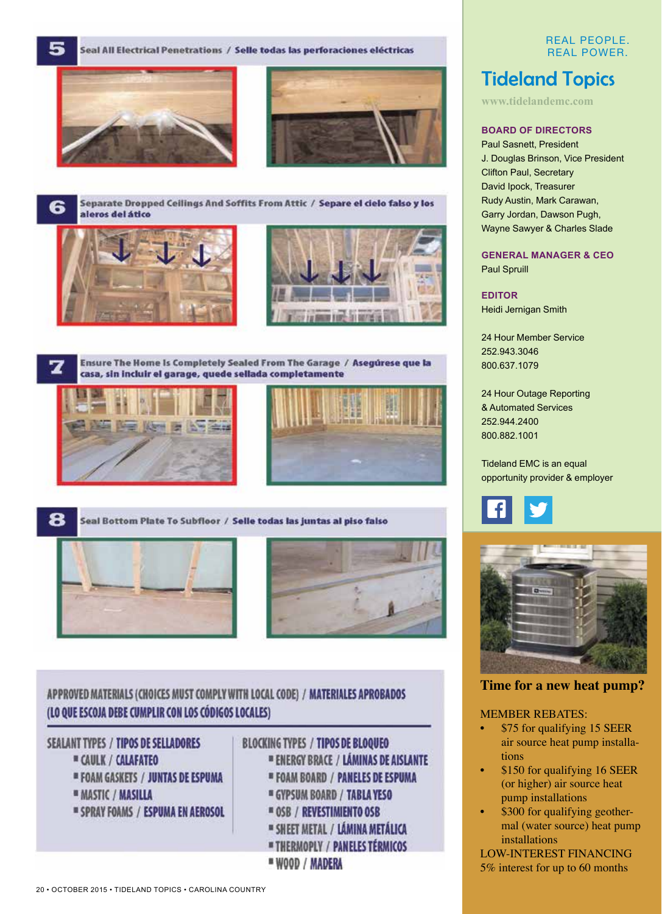## 5 Seal All Electrical Penetrations / Selle todas las perforaciones eléctricas

## 6 Separate Dropped Ceilings And Soffits From Attic / Separe el cielo falso y los aleros del ático

## 7 Ensure The Home Is Completely Sealed From The Garage / Asegúrese que la casa, sin incluir el garage, quede sellada completamente

## 8 Seal Bottom Plate To Subfloor / Selle todas las juntas al piso falso

### APPROVED MATERIALS (CHOICES MUST COMPLY WITH LOCAL CODE) / MATERIALES APROBADOS (LO QUE ESCOJA DEBE CUMPLIR CON LOS CÓDIGOS LOCALES)

**SEALANT TYPES / TIPOS DE SELLADORES**

- CAULK / CALAFATEO
- FOAM GASKETS / JUNTAS DE ESPUMA
- MASTIC / MASILLA
- SPRAY FOAMS / ESPUMA EN AEROSOL

**BLOCKING TYPES / TIPOS DE BLOQUEO**

- ENERGY BRACE / LÁMINAS DE AISLANTE
- FOAM BOARD / PANELES DE ESPUMA
- GYPSUM BOARD / TABLA YESO
- OSB / REVESTIMIENTO OSB
- SHEET METAL / LÁMINA METÁLICA
- THERMOPLY / PANELES TÉRMICOS
- WOOD / MADERA

REAL PEOPLE.
REAL POWER.

# Tideland Topics

www.tidelandemc.com

**BOARD OF DIRECTORS**
Paul Sasnett, President
J. Douglas Brinson, Vice President
Clifton Paul, Secretary
David Ipock, Treasurer
Rudy Austin, Mark Carawan,
Garry Jordan, Dawson Pugh,
Wayne Sawyer & Charles Slade

**GENERAL MANAGER & CEO**
Paul Spruill

**EDITOR**
Heidi Jernigan Smith

24 Hour Member Service
252.943.3046
800.637.1079

24 Hour Outage Reporting
& Automated Services
252.944.2400
800.882.1001

Tideland EMC is an equal opportunity provider & employer

**Time for a new heat pump?**

MEMBER REBATES:

- $75 for qualifying 15 SEER air source heat pump installations
- $150 for qualifying 16 SEER (or higher) air source heat pump installations
- $300 for qualifying geothermal (water source) heat pump installations

LOW-INTEREST FINANCING
5% interest for up to 60 months